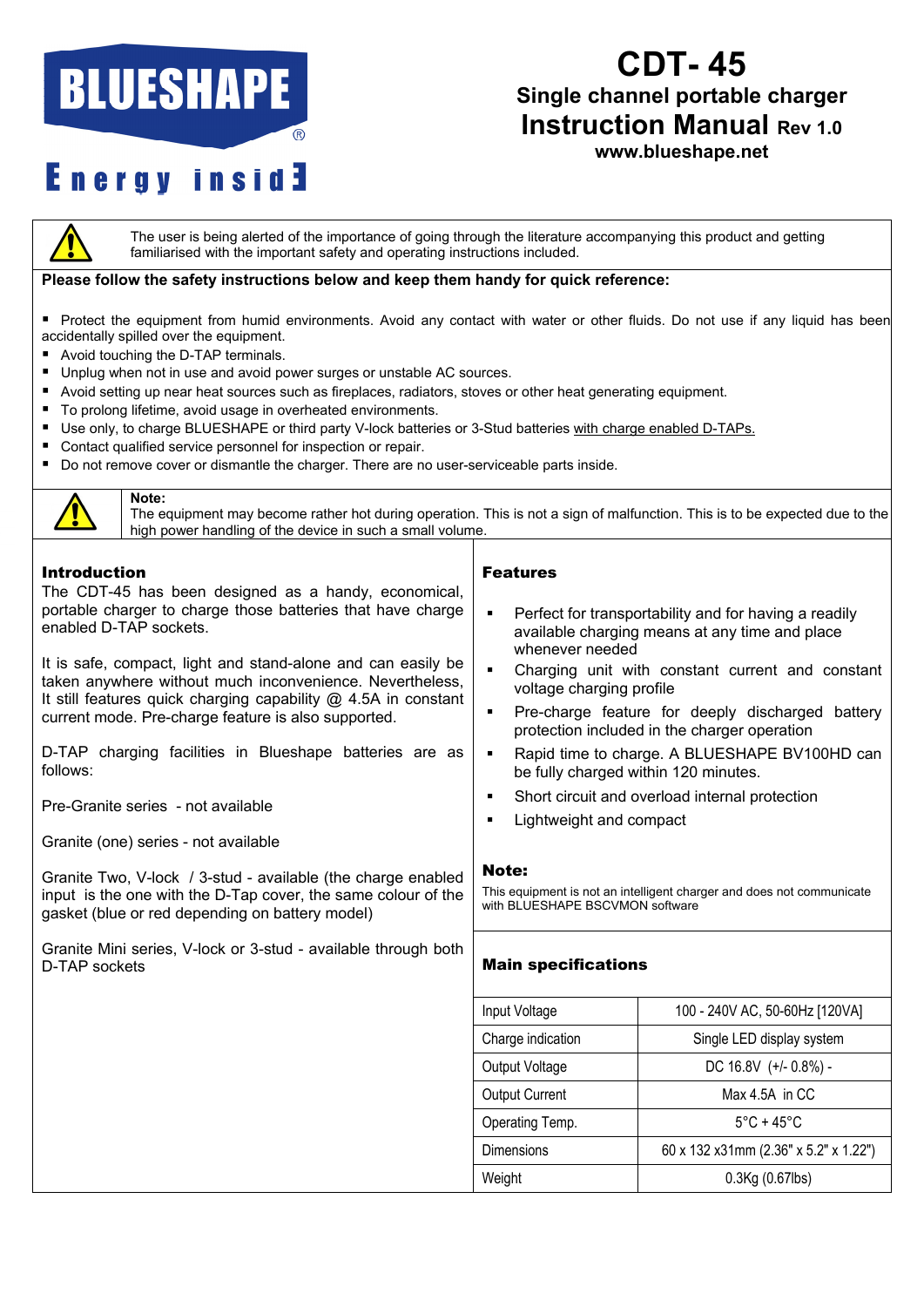# BLUESHAPE®

Energy insid3

# CDT- 45

## Single channel portable charger

## Instruction Manual Rev 1.0

**www.blueshape.net**

⚠ The user is being alerted of the importance of going through the literature accompanying this product and getting familiarised with the important safety and operating instructions included.

**Please follow the safety instructions below and keep them handy for quick reference:**

- Protect the equipment from humid environments. Avoid any contact with water or other fluids. Do not use if any liquid has been accidentally spilled over the equipment.
- Avoid touching the D-TAP terminals.
- Unplug when not in use and avoid power surges or unstable AC sources.
- Avoid setting up near heat sources such as fireplaces, radiators, stoves or other heat generating equipment.
- To prolong lifetime, avoid usage in overheated environments.
- Use only, to charge BLUESHAPE or third party V-lock batteries or 3-Stud batteries with charge enabled D-TAPs.
- Contact qualified service personnel for inspection or repair.
- Do not remove cover or dismantle the charger. There are no user-serviceable parts inside.

⚠ **Note:**
The equipment may become rather hot during operation. This is not a sign of malfunction. This is to be expected due to the high power handling of the device in such a small volume.

### Introduction

The CDT-45 has been designed as a handy, economical, portable charger to charge those batteries that have charge enabled D-TAP sockets.

It is safe, compact, light and stand-alone and can easily be taken anywhere without much inconvenience. Nevertheless, It still features quick charging capability @ 4.5A in constant current mode. Pre-charge feature is also supported.

D-TAP charging facilities in Blueshape batteries are as follows:

Pre-Granite series - not available

Granite (one) series - not available

Granite Two, V-lock / 3-stud - available (the charge enabled input is the one with the D-Tap cover, the same colour of the gasket (blue or red depending on battery model)

Granite Mini series, V-lock or 3-stud - available through both D-TAP sockets

### Features

- Perfect for transportability and for having a readily available charging means at any time and place whenever needed
- Charging unit with constant current and constant voltage charging profile
- Pre-charge feature for deeply discharged battery protection included in the charger operation
- Rapid time to charge. A BLUESHAPE BV100HD can be fully charged within 120 minutes.
- Short circuit and overload internal protection
- Lightweight and compact

**Note:**
This equipment is not an intelligent charger and does not communicate with BLUESHAPE BSCVMON software

### Main specifications

| | |
|---|---|
| Input Voltage | 100 - 240V AC, 50-60Hz [120VA] |
| Charge indication | Single LED display system |
| Output Voltage | DC 16.8V (+/- 0.8%) - |
| Output Current | Max 4.5A in CC |
| Operating Temp. | 5°C + 45°C |
| Dimensions | 60 x 132 x31mm (2.36" x 5.2" x 1.22") |
| Weight | 0.3Kg (0.67lbs) |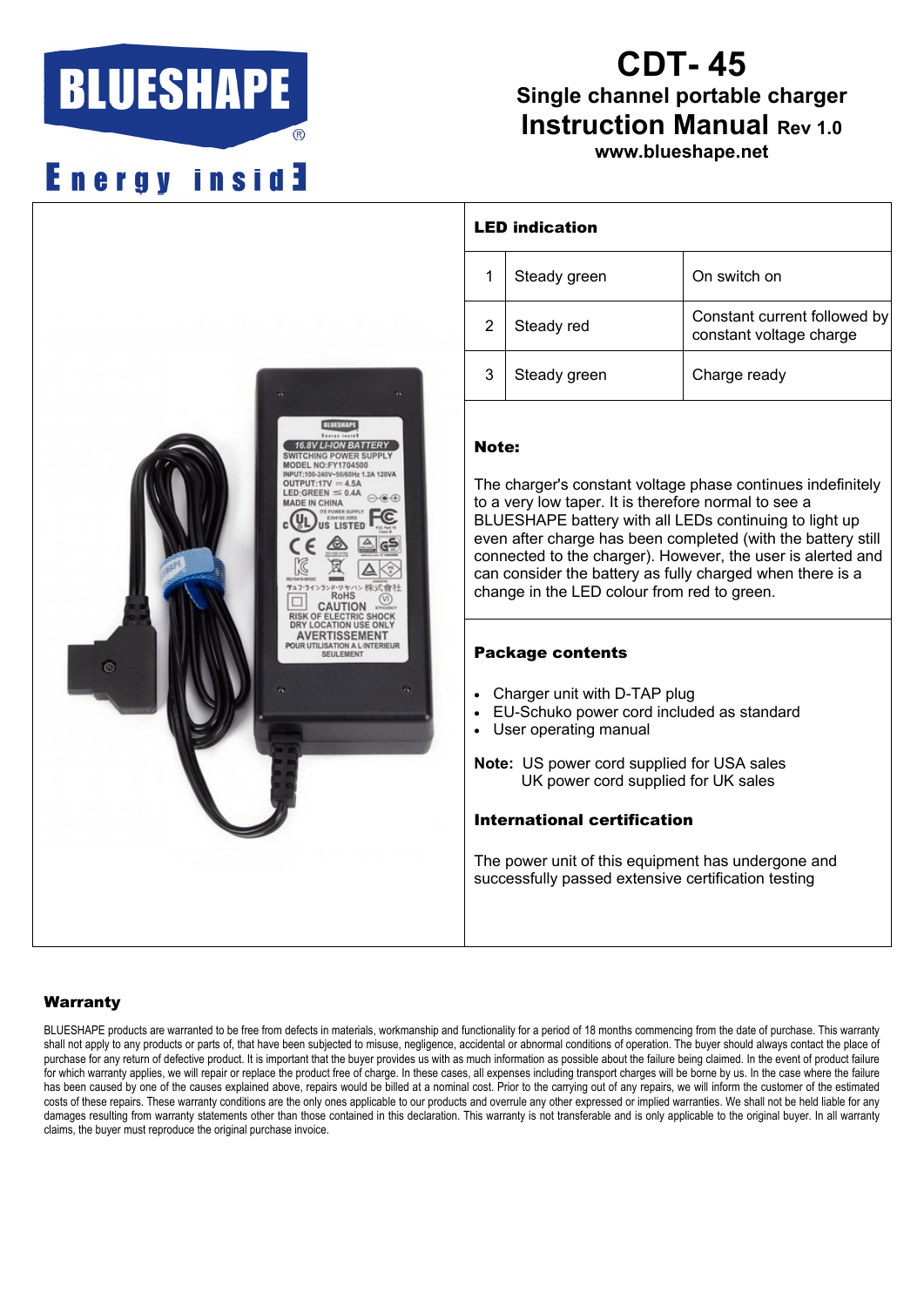# BLUESHAPE

Energy insid3

# CDT- 45

## Single channel portable charger

## Instruction Manual Rev 1.0

**www.blueshape.net**

### LED indication

| | | |
|---|---|---|
| 1 | Steady green | On switch on |
| 2 | Steady red | Constant current followed by constant voltage charge |
| 3 | Steady green | Charge ready |

**Note:**

The charger's constant voltage phase continues indefinitely to a very low taper. It is therefore normal to see a BLUESHAPE battery with all LEDs continuing to light up even after charge has been completed (with the battery still connected to the charger). However, the user is alerted and can consider the battery as fully charged when there is a change in the LED colour from red to green.

### Package contents

- Charger unit with D-TAP plug
- EU-Schuko power cord included as standard
- User operating manual

**Note:** US power cord supplied for USA sales
UK power cord supplied for UK sales

### International certification

The power unit of this equipment has undergone and successfully passed extensive certification testing

### Warranty

BLUESHAPE products are warranted to be free from defects in materials, workmanship and functionality for a period of 18 months commencing from the date of purchase. This warranty shall not apply to any products or parts of, that have been subjected to misuse, negligence, accidental or abnormal conditions of operation. The buyer should always contact the place of purchase for any return of defective product. It is important that the buyer provides us with as much information as possible about the failure being claimed. In the event of product failure for which warranty applies, we will repair or replace the product free of charge. In these cases, all expenses including transport charges will be borne by us. In the case where the failure has been caused by one of the causes explained above, repairs would be billed at a nominal cost. Prior to the carrying out of any repairs, we will inform the customer of the estimated costs of these repairs. These warranty conditions are the only ones applicable to our products and overrule any other expressed or implied warranties. We shall not be held liable for any damages resulting from warranty statements other than those contained in this declaration. This warranty is not transferable and is only applicable to the original buyer. In all warranty claims, the buyer must reproduce the original purchase invoice.